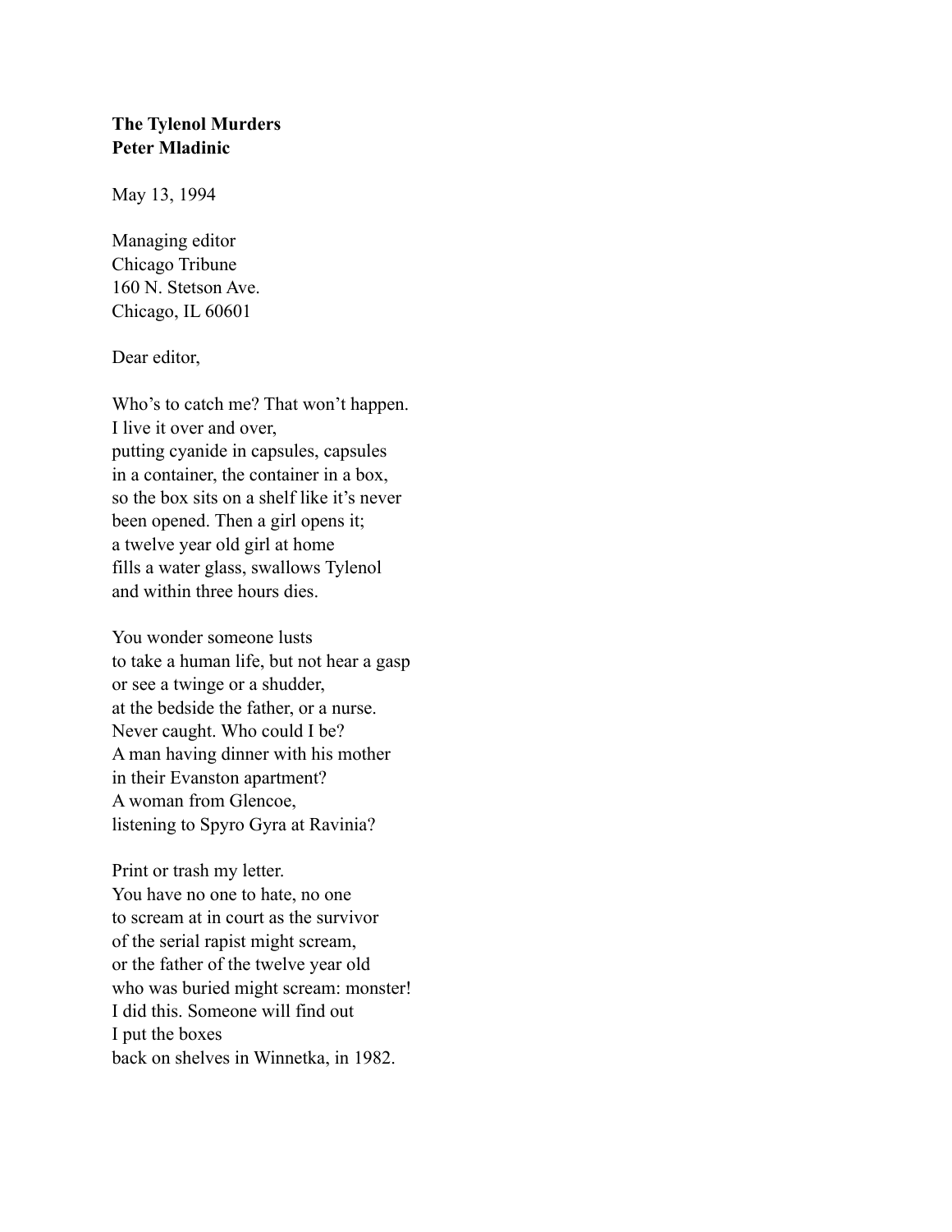**The Tylenol Murders**
**Peter Mladinic**

May 13, 1994

Managing editor
Chicago Tribune
160 N. Stetson Ave.
Chicago, IL 60601

Dear editor,

Who's to catch me? That won't happen.
I live it over and over,
putting cyanide in capsules, capsules
in a container, the container in a box,
so the box sits on a shelf like it's never
been opened. Then a girl opens it;
a twelve year old girl at home
fills a water glass, swallows Tylenol
and within three hours dies.

You wonder someone lusts
to take a human life, but not hear a gasp
or see a twinge or a shudder,
at the bedside the father, or a nurse.
Never caught. Who could I be?
A man having dinner with his mother
in their Evanston apartment?
A woman from Glencoe,
listening to Spyro Gyra at Ravinia?

Print or trash my letter.
You have no one to hate, no one
to scream at in court as the survivor
of the serial rapist might scream,
or the father of the twelve year old
who was buried might scream: monster!
I did this. Someone will find out
I put the boxes
back on shelves in Winnetka, in 1982.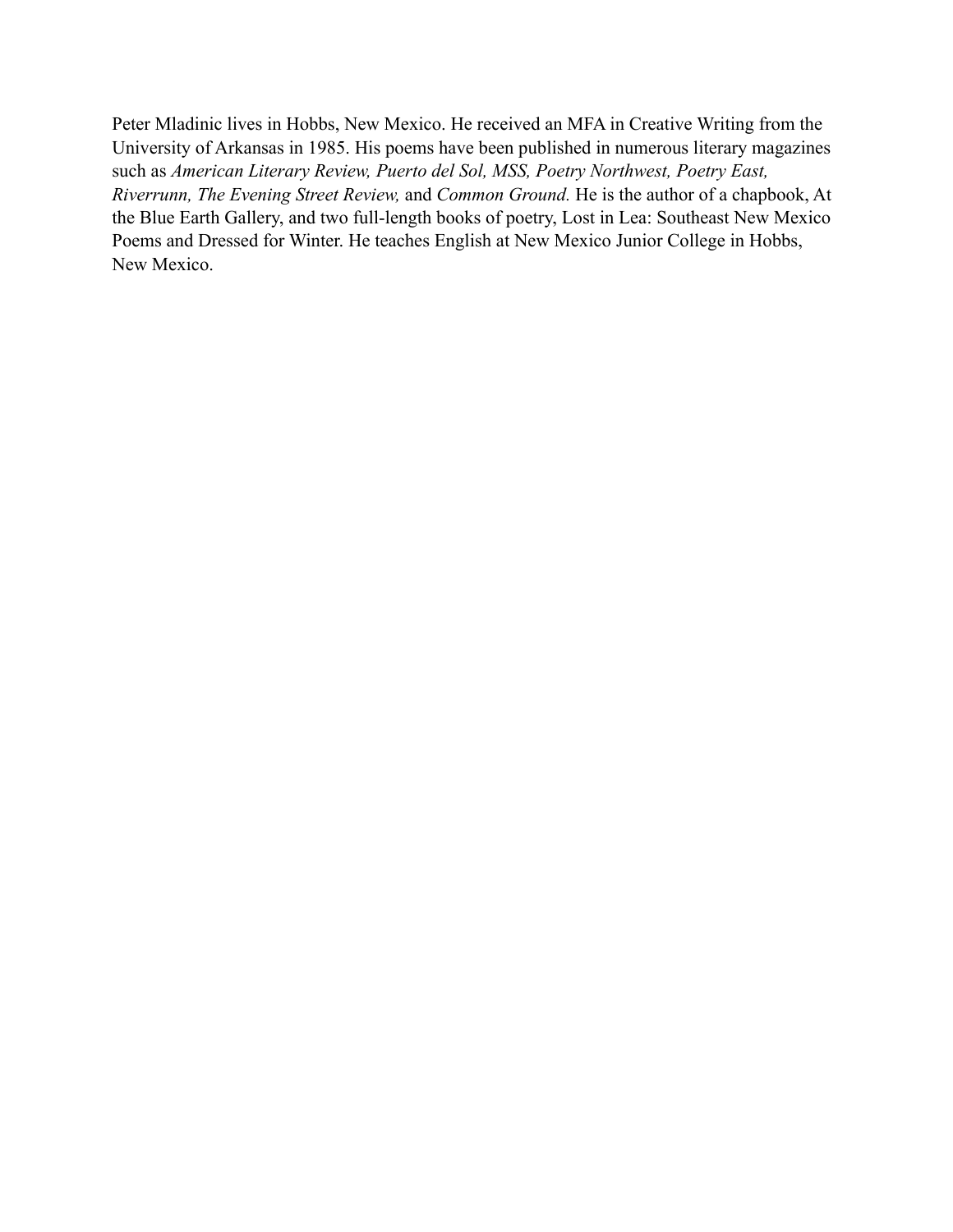Peter Mladinic lives in Hobbs, New Mexico. He received an MFA in Creative Writing from the University of Arkansas in 1985. His poems have been published in numerous literary magazines such as *American Literary Review, Puerto del Sol, MSS, Poetry Northwest, Poetry East, Riverrunn, The Evening Street Review,* and *Common Ground.* He is the author of a chapbook, At the Blue Earth Gallery, and two full-length books of poetry, Lost in Lea: Southeast New Mexico Poems and Dressed for Winter. He teaches English at New Mexico Junior College in Hobbs, New Mexico.